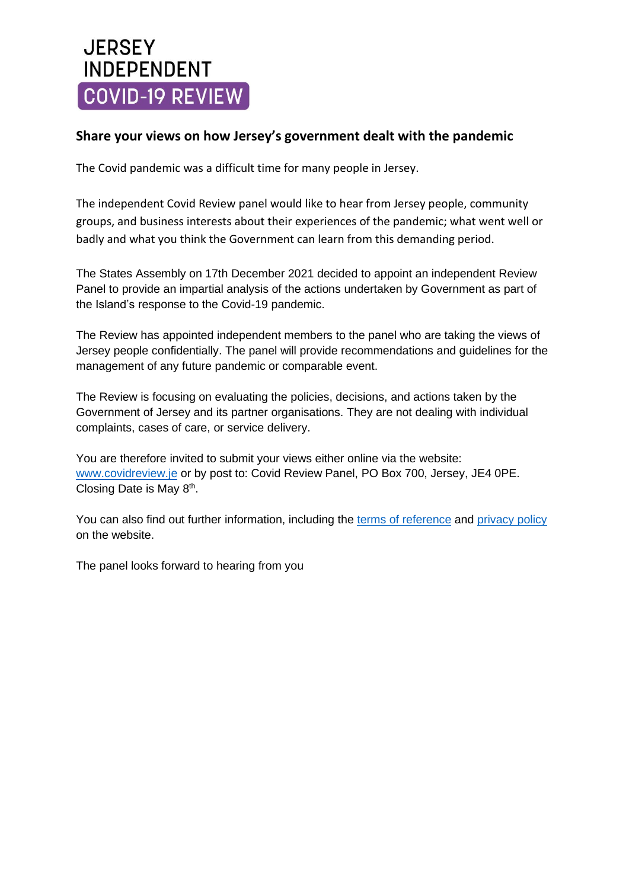# JERSEY INDEPENDENT COVID-19 REVIEW

## Share your views on how Jersey's government dealt with the pandemic

The Covid pandemic was a difficult time for many people in Jersey.

The independent Covid Review panel would like to hear from Jersey people, community groups, and business interests about their experiences of the pandemic; what went well or badly and what you think the Government can learn from this demanding period.

The States Assembly on 17th December 2021 decided to appoint an independent Review Panel to provide an impartial analysis of the actions undertaken by Government as part of the Island's response to the Covid-19 pandemic.

The Review has appointed independent members to the panel who are taking the views of Jersey people confidentially. The panel will provide recommendations and guidelines for the management of any future pandemic or comparable event.

The Review is focusing on evaluating the policies, decisions, and actions taken by the Government of Jersey and its partner organisations. They are not dealing with individual complaints, cases of care, or service delivery.

You are therefore invited to submit your views either online via the website: [www.covidreview.je](www.covidreview.je) or by post to: Covid Review Panel, PO Box 700, Jersey, JE4 0PE. Closing Date is May 8th.

You can also find out further information, including the terms of reference and privacy policy on the website.

The panel looks forward to hearing from you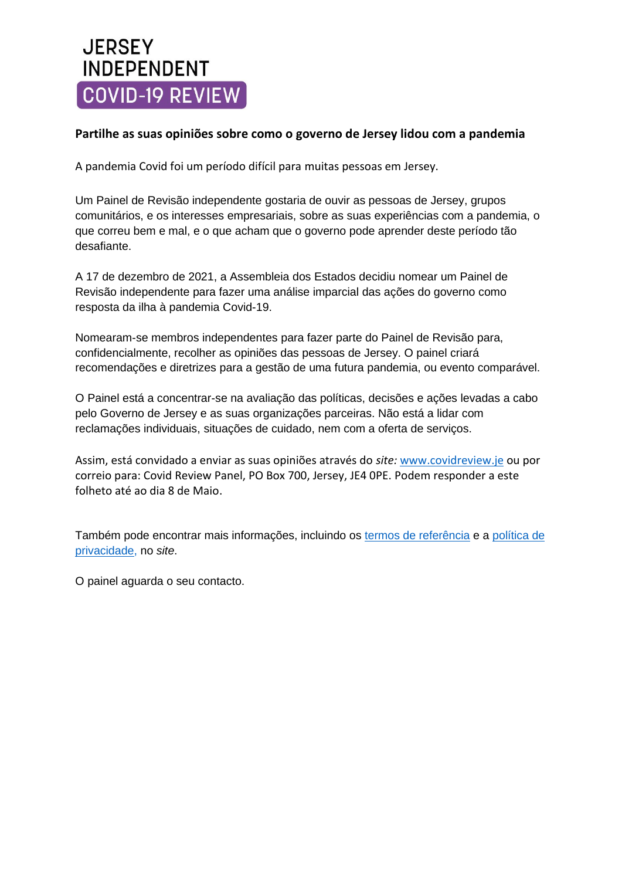# JERSEY INDEPENDENT COVID-19 REVIEW

**Partilhe as suas opiniões sobre como o governo de Jersey lidou com a pandemia**

A pandemia Covid foi um período difícil para muitas pessoas em Jersey.

Um Painel de Revisão independente gostaria de ouvir as pessoas de Jersey, grupos comunitários, e os interesses empresariais, sobre as suas experiências com a pandemia, o que correu bem e mal, e o que acham que o governo pode aprender deste período tão desafiante.

A 17 de dezembro de 2021, a Assembleia dos Estados decidiu nomear um Painel de Revisão independente para fazer uma análise imparcial das ações do governo como resposta da ilha à pandemia Covid-19.

Nomearam-se membros independentes para fazer parte do Painel de Revisão para, confidencialmente, recolher as opiniões das pessoas de Jersey. O painel criará recomendações e diretrizes para a gestão de uma futura pandemia, ou evento comparável.

O Painel está a concentrar-se na avaliação das políticas, decisões e ações levadas a cabo pelo Governo de Jersey e as suas organizações parceiras. Não está a lidar com reclamações individuais, situações de cuidado, nem com a oferta de serviços.

Assim, está convidado a enviar as suas opiniões através do *site:* www.covidreview.je ou por correio para: Covid Review Panel, PO Box 700, Jersey, JE4 0PE. Podem responder a este folheto até ao dia 8 de Maio.

Também pode encontrar mais informações, incluindo os termos de referência e a política de privacidade, no *site*.

O painel aguarda o seu contacto.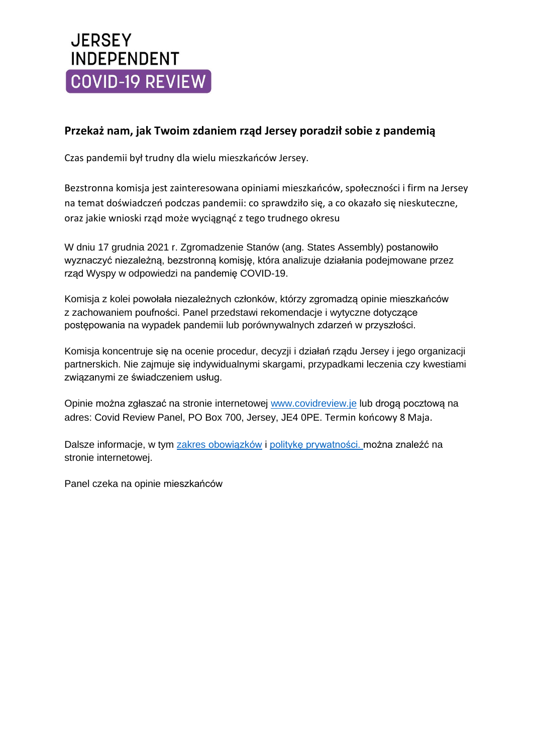JERSEY
INDEPENDENT
COVID-19 REVIEW

## Przekaż nam, jak Twoim zdaniem rząd Jersey poradził sobie z pandemią

Czas pandemii był trudny dla wielu mieszkańców Jersey.

Bezstronna komisja jest zainteresowana opiniami mieszkańców, społeczności i firm na Jersey na temat doświadczeń podczas pandemii: co sprawdziło się, a co okazało się nieskuteczne, oraz jakie wnioski rząd może wyciągnąć z tego trudnego okresu

W dniu 17 grudnia 2021 r. Zgromadzenie Stanów (ang. States Assembly) postanowiło wyznaczyć niezależną, bezstronną komisję, która analizuje działania podejmowane przez rząd Wyspy w odpowiedzi na pandemię COVID-19.

Komisja z kolei powołała niezależnych członków, którzy zgromadzą opinie mieszkańców z zachowaniem poufności. Panel przedstawi rekomendacje i wytyczne dotyczące postępowania na wypadek pandemii lub porównywalnych zdarzeń w przyszłości.

Komisja koncentruje się na ocenie procedur, decyzji i działań rządu Jersey i jego organizacji partnerskich. Nie zajmuje się indywidualnymi skargami, przypadkami leczenia czy kwestiami związanymi ze świadczeniem usług.

Opinie można zgłaszać na stronie internetowej [www.covidreview.je](www.covidreview.je) lub drogą pocztową na adres: Covid Review Panel, PO Box 700, Jersey, JE4 0PE. Termin końcowy 8 Maja.

Dalsze informacje, w tym zakres obowiązków i politykę prywatności. można znaleźć na stronie internetowej.

Panel czeka na opinie mieszkańców